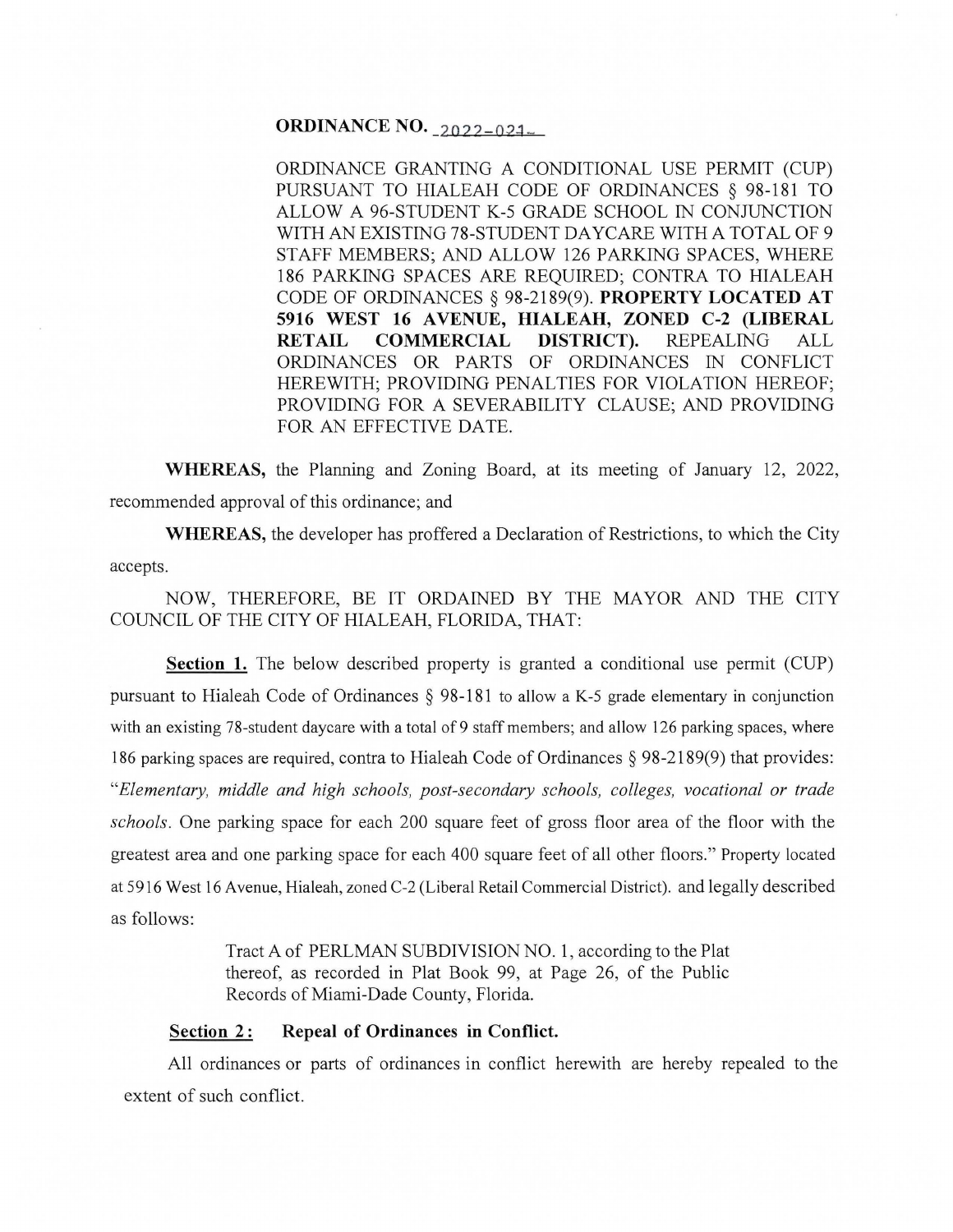**ORDINANCE NO. 2022-021**

ORDINANCE GRANTING A CONDITIONAL USE PERMIT (CUP) PURSUANT TO HIALEAH CODE OF ORDINANCES § 98-181 TO ALLOW A 96-STUDENT K-5 GRADE SCHOOL IN CONJUNCTION WITH AN EXISTING 78-STUDENT DAYCARE WITH A TOTAL OF 9 STAFF MEMBERS; AND ALLOW 126 PARKING SPACES, WHERE 186 PARKING SPACES ARE REQUIRED; CONTRA TO HIALEAH CODE OF ORDINANCES § 98-2189(9). **PROPERTY LOCATED AT 5916 WEST 16 AVENUE, HIALEAH, ZONED C-2 (LIBERAL RETAIL COMMERCIAL DISTRICT).** REPEALING ALL ORDINANCES OR PARTS OF ORDINANCES IN CONFLICT HEREWITH; PROVIDING PENALTIES FOR VIOLATION HEREOF; PROVIDING FOR A SEVERABILITY CLAUSE; AND PROVIDING FOR AN EFFECTIVE DATE.

**WHEREAS,** the Planning and Zoning Board, at its meeting of January 12, 2022, recommended approval of this ordinance; and

**WHEREAS,** the developer has proffered a Declaration of Restrictions, to which the City accepts.

NOW, THEREFORE, BE IT ORDAINED BY THE MAYOR AND THE CITY COUNCIL OF THE CITY OF HIALEAH, FLORIDA, THAT:

**Section 1.** The below described property is granted a conditional use permit (CUP) pursuant to Hialeah Code of Ordinances § 98-181 to allow a K-5 grade elementary in conjunction with an existing 78-student daycare with a total of 9 staff members; and allow 126 parking spaces, where 186 parking spaces are required, contra to Hialeah Code of Ordinances § 98-2189(9) that provides: "*Elementary, middle and high schools, post-secondary schools, colleges, vocational or trade schools*. One parking space for each 200 square feet of gross floor area of the floor with the greatest area and one parking space for each 400 square feet of all other floors." Property located at 5916 West 16 Avenue, Hialeah, zoned C-2 (Liberal Retail Commercial District). and legally described as follows:

> Tract A of PERLMAN SUBDIVISION NO. 1, according to the Plat thereof, as recorded in Plat Book 99, at Page 26, of the Public Records of Miami-Dade County, Florida.

**Section 2: Repeal of Ordinances in Conflict.**

All ordinances or parts of ordinances in conflict herewith are hereby repealed to the extent of such conflict.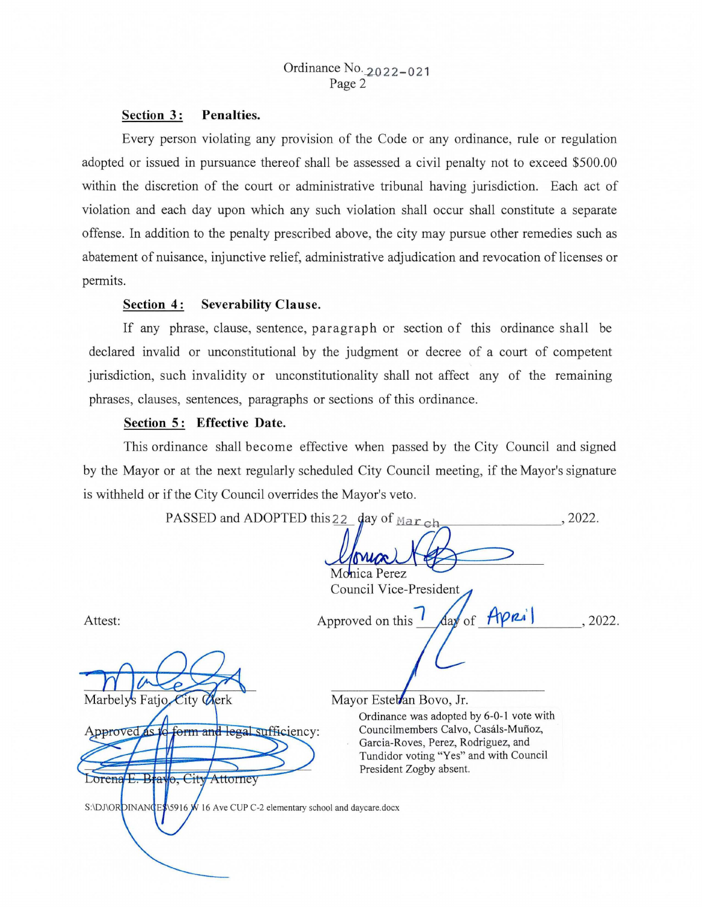Ordinance No. 2022-021

**Section 3: Penalties.**

Every person violating any provision of the Code or any ordinance, rule or regulation adopted or issued in pursuance thereof shall be assessed a civil penalty not to exceed $500.00 within the discretion of the court or administrative tribunal having jurisdiction. Each act of violation and each day upon which any such violation shall occur shall constitute a separate offense. In addition to the penalty prescribed above, the city may pursue other remedies such as abatement of nuisance, injunctive relief, administrative adjudication and revocation of licenses or permits.

**Section 4: Severability Clause.**

If any phrase, clause, sentence, paragraph or section of this ordinance shall be declared invalid or unconstitutional by the judgment or decree of a court of competent jurisdiction, such invalidity or unconstitutionality shall not affect any of the remaining phrases, clauses, sentences, paragraphs or sections of this ordinance.

**Section 5: Effective Date.**

This ordinance shall become effective when passed by the City Council and signed by the Mayor or at the next regularly scheduled City Council meeting, if the Mayor's signature is withheld or if the City Council overrides the Mayor's veto.

PASSED and ADOPTED this 22 day of March, 2022.

Monica Perez
Council Vice-President

Approved on this 7 day of April, 2022.

Attest:

Marbelys Fatjo, City Clerk

Mayor Esteban Bovo, Jr.

Ordinance was adopted by 6-0-1 vote with Councilmembers Calvo, Casáls-Muñoz, Garcia-Roves, Perez, Rodriguez, and Tundidor voting "Yes" and with Council President Zogby absent.

Approved as to form and legal sufficiency:

Lorena E. Bravo, City Attorney

S:\DJ\ORDINANCES\5916 W 16 Ave CUP C-2 elementary school and daycare.docx